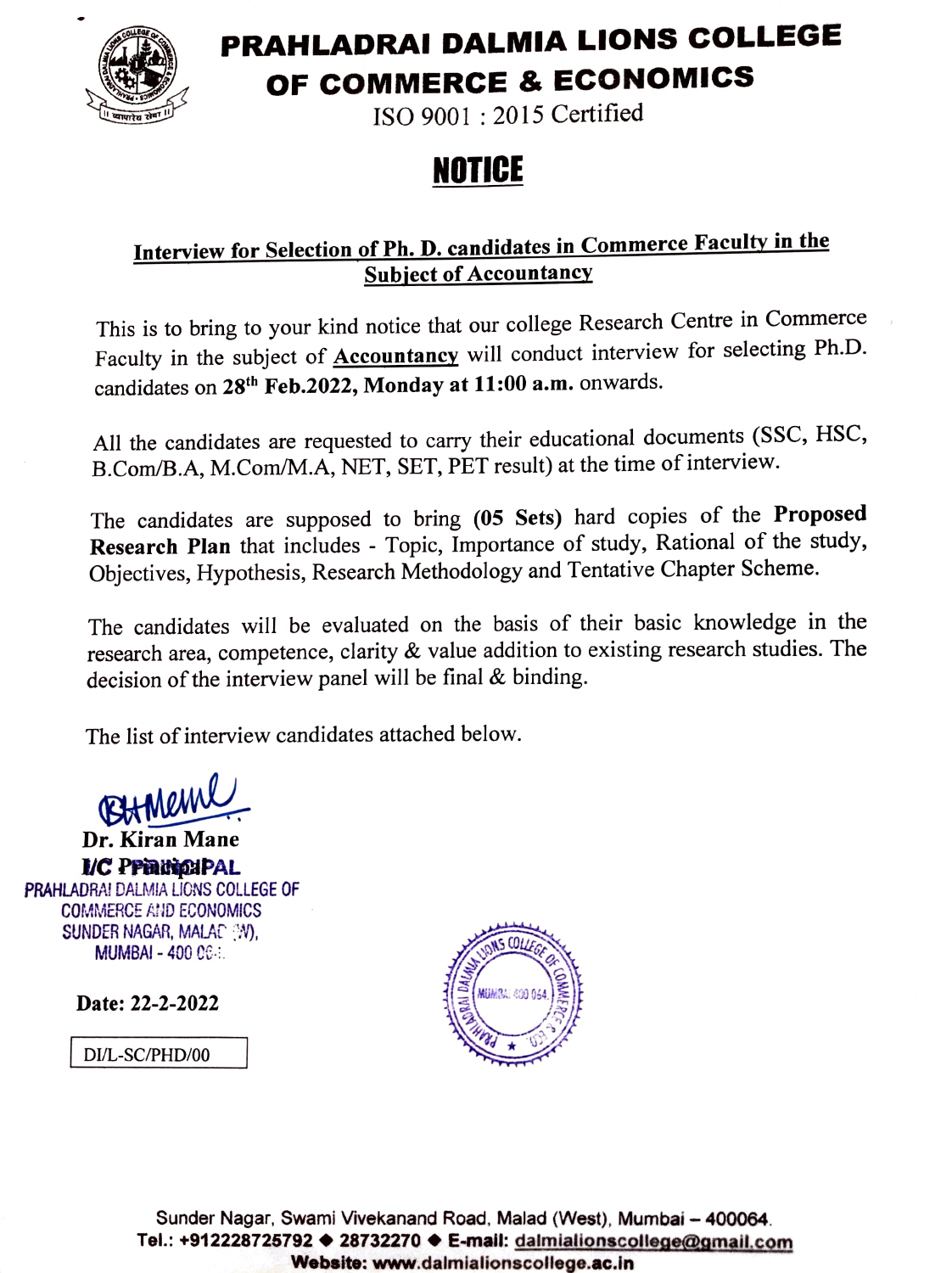# PRAHLADRAI DALMIA LIONS COLLEGE OF COMMERCE & ECONOMICS

ISO 9001 : 2015 Certified

## NOTICE

**Interview for Selection of Ph. D. candidates in Commerce Faculty in the Subject of Accountancy**

This is to bring to your kind notice that our college Research Centre in Commerce Faculty in the subject of **Accountancy** will conduct interview for selecting Ph.D. candidates on **28th Feb.2022, Monday at 11:00 a.m.** onwards.

All the candidates are requested to carry their educational documents (SSC, HSC, B.Com/B.A, M.Com/M.A, NET, SET, PET result) at the time of interview.

The candidates are supposed to bring **(05 Sets)** hard copies of the **Proposed Research Plan** that includes - Topic, Importance of study, Rational of the study, Objectives, Hypothesis, Research Methodology and Tentative Chapter Scheme.

The candidates will be evaluated on the basis of their basic knowledge in the research area, competence, clarity & value addition to existing research studies. The decision of the interview panel will be final & binding.

The list of interview candidates attached below.

**Dr. Kiran Mane**
**I/C PRINCIPAL**
PRAHLADRAI DALMIA LIONS COLLEGE OF COMMERCE AND ECONOMICS
SUNDER NAGAR, MALAD (W),
MUMBAI - 400 064.

**Date: 22-2-2022**

DI/L-SC/PHD/00

Sunder Nagar, Swami Vivekanand Road, Malad (West), Mumbai – 400064.
**Tel.: +912228725792 ◆ 28732270 ◆ E-mail:** dalmialionscollege@gmail.com
**Website: www.dalmialionscollege.ac.in**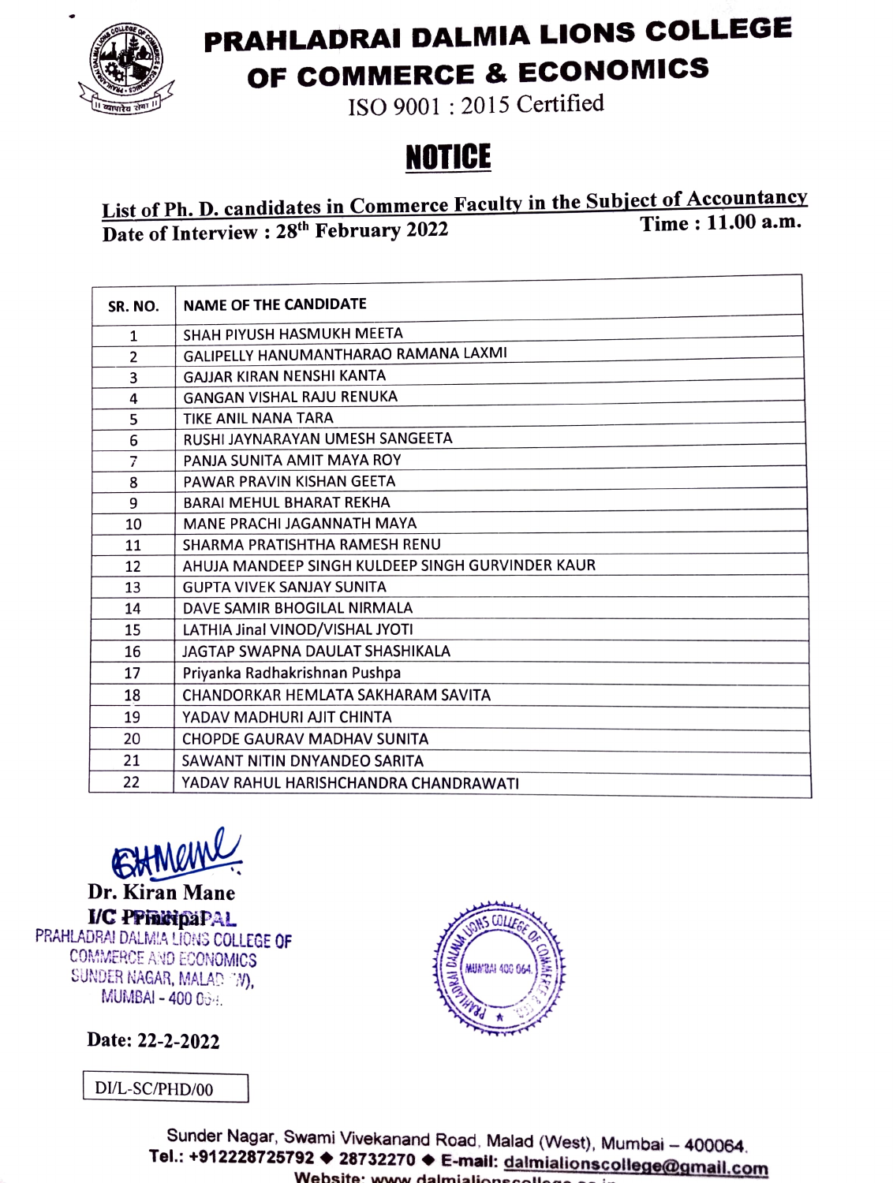# PRAHLADRAI DALMIA LIONS COLLEGE OF COMMERCE & ECONOMICS

ISO 9001 : 2015 Certified

## NOTICE

**List of Ph. D. candidates in Commerce Faculty in the Subject of Accountancy**

**Date of Interview : 28th February 2022** **Time : 11.00 a.m.**

| SR. NO. | NAME OF THE CANDIDATE |
|---|---|
| 1 | SHAH PIYUSH HASMUKH MEETA |
| 2 | GALIPELLY HANUMANTHARAO RAMANA LAXMI |
| 3 | GAJJAR KIRAN NENSHI KANTA |
| 4 | GANGAN VISHAL RAJU RENUKA |
| 5 | TIKE ANIL NANA TARA |
| 6 | RUSHI JAYNARAYAN UMESH SANGEETA |
| 7 | PANJA SUNITA AMIT MAYA ROY |
| 8 | PAWAR PRAVIN KISHAN GEETA |
| 9 | BARAI MEHUL BHARAT REKHA |
| 10 | MANE PRACHI JAGANNATH MAYA |
| 11 | SHARMA PRATISHTHA RAMESH RENU |
| 12 | AHUJA MANDEEP SINGH KULDEEP SINGH GURVINDER KAUR |
| 13 | GUPTA VIVEK SANJAY SUNITA |
| 14 | DAVE SAMIR BHOGILAL NIRMALA |
| 15 | LATHIA Jinal VINOD/VISHAL JYOTI |
| 16 | JAGTAP SWAPNA DAULAT SHASHIKALA |
| 17 | Priyanka Radhakrishnan Pushpa |
| 18 | CHANDORKAR HEMLATA SAKHARAM SAVITA |
| 19 | YADAV MADHURI AJIT CHINTA |
| 20 | CHOPDE GAURAV MADHAV SUNITA |
| 21 | SAWANT NITIN DNYANDEO SARITA |
| 22 | YADAV RAHUL HARISHCHANDRA CHANDRAWATI |

**Dr. Kiran Mane**
**I/C Principal**
PRAHLADRAI DALMIA LIONS COLLEGE OF
COMMERCE AND ECONOMICS
SUNDER NAGAR, MALAD (W),
MUMBAI - 400 064.

**Date: 22-2-2022**

DI/L-SC/PHD/00

Sunder Nagar, Swami Vivekanand Road, Malad (West), Mumbai – 400064.
**Tel.: +912228725792 ◆ 28732270 ◆ E-mail: dalmialionscollege@gmail.com**
**Website: www.dalmialionscollege.ac.in**